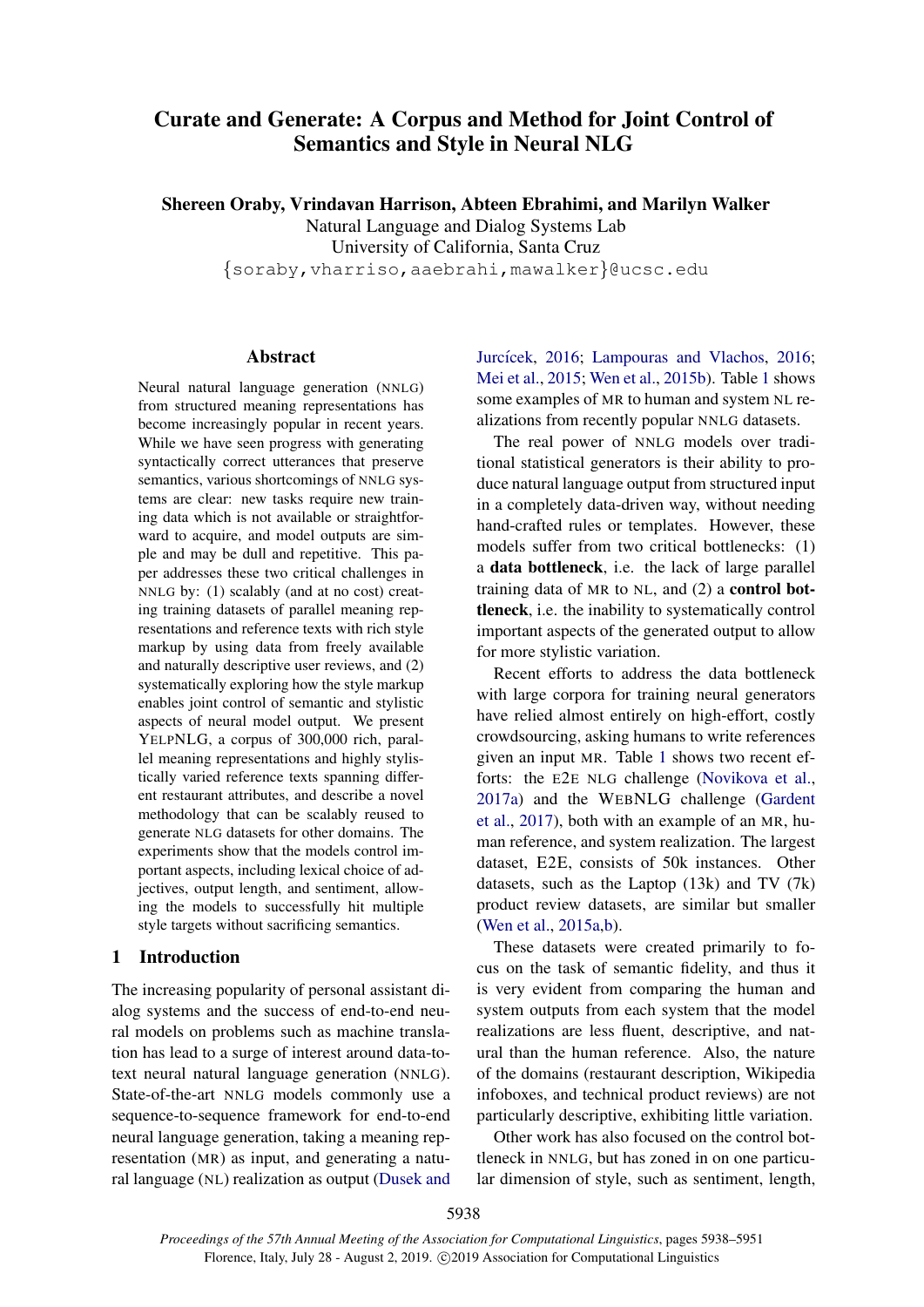# Curate and Generate: A Corpus and Method for Joint Control of Semantics and Style in Neural NLG

**Shereen Oraby, Vrindavan Harrison, Abteen Ebrahimi, and Marilyn Walker**

Natural Language and Dialog Systems Lab
University of California, Santa Cruz
{soraby,vharriso,aaebrahi,mawalker}@ucsc.edu

## Abstract

Neural natural language generation (NNLG) from structured meaning representations has become increasingly popular in recent years. While we have seen progress with generating syntactically correct utterances that preserve semantics, various shortcomings of NNLG systems are clear: new tasks require new training data which is not available or straightforward to acquire, and model outputs are simple and may be dull and repetitive. This paper addresses these two critical challenges in NNLG by: (1) scalably (and at no cost) creating training datasets of parallel meaning representations and reference texts with rich style markup by using data from freely available and naturally descriptive user reviews, and (2) systematically exploring how the style markup enables joint control of semantic and stylistic aspects of neural model output. We present YELPNLG, a corpus of 300,000 rich, parallel meaning representations and highly stylistically varied reference texts spanning different restaurant attributes, and describe a novel methodology that can be scalably reused to generate NLG datasets for other domains. The experiments show that the models control important aspects, including lexical choice of adjectives, output length, and sentiment, allowing the models to successfully hit multiple style targets without sacrificing semantics.

## 1 Introduction

The increasing popularity of personal assistant dialog systems and the success of end-to-end neural models on problems such as machine translation has lead to a surge of interest around data-to-text neural natural language generation (NNLG). State-of-the-art NNLG models commonly use a sequence-to-sequence framework for end-to-end neural language generation, taking a meaning representation (MR) as input, and generating a natural language (NL) realization as output (Dusek and Jurcícek, 2016; Lampouras and Vlachos, 2016; Mei et al., 2015; Wen et al., 2015b). Table 1 shows some examples of MR to human and system NL realizations from recently popular NNLG datasets.

The real power of NNLG models over traditional statistical generators is their ability to produce natural language output from structured input in a completely data-driven way, without needing hand-crafted rules or templates. However, these models suffer from two critical bottlenecks: (1) a **data bottleneck**, i.e. the lack of large parallel training data of MR to NL, and (2) a **control bottleneck**, i.e. the inability to systematically control important aspects of the generated output to allow for more stylistic variation.

Recent efforts to address the data bottleneck with large corpora for training neural generators have relied almost entirely on high-effort, costly crowdsourcing, asking humans to write references given an input MR. Table 1 shows two recent efforts: the E2E NLG challenge (Novikova et al., 2017a) and the WEBNLG challenge (Gardent et al., 2017), both with an example of an MR, human reference, and system realization. The largest dataset, E2E, consists of 50k instances. Other datasets, such as the Laptop (13k) and TV (7k) product review datasets, are similar but smaller (Wen et al., 2015a,b).

These datasets were created primarily to focus on the task of semantic fidelity, and thus it is very evident from comparing the human and system outputs from each system that the model realizations are less fluent, descriptive, and natural than the human reference. Also, the nature of the domains (restaurant description, Wikipedia infoboxes, and technical product reviews) are not particularly descriptive, exhibiting little variation.

Other work has also focused on the control bottleneck in NNLG, but has zoned in on one particular dimension of style, such as sentiment, length,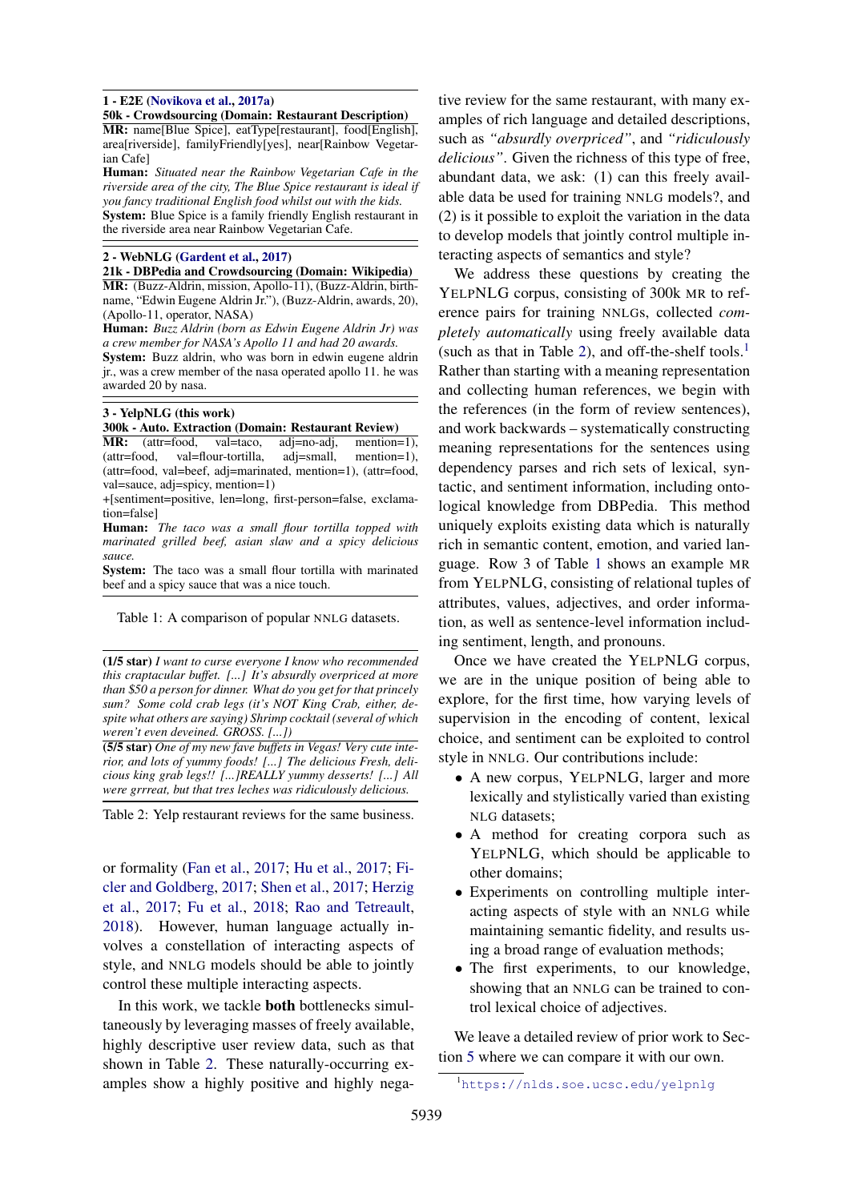**1 - E2E (Novikova et al., 2017a)**
**50k - Crowdsourcing (Domain: Restaurant Description)**
**MR:** name[Blue Spice], eatType[restaurant], food[English], area[riverside], familyFriendly[yes], near[Rainbow Vegetarian Cafe]
**Human:** *Situated near the Rainbow Vegetarian Cafe in the riverside area of the city, The Blue Spice restaurant is ideal if you fancy traditional English food whilst out with the kids.*
**System:** Blue Spice is a family friendly English restaurant in the riverside area near Rainbow Vegetarian Cafe.

**2 - WebNLG (Gardent et al., 2017)**
**21k - DBPedia and Crowdsourcing (Domain: Wikipedia)**
**MR:** (Buzz-Aldrin, mission, Apollo-11), (Buzz-Aldrin, birthname, "Edwin Eugene Aldrin Jr."), (Buzz-Aldrin, awards, 20), (Apollo-11, operator, NASA)
**Human:** *Buzz Aldrin (born as Edwin Eugene Aldrin Jr) was a crew member for NASA's Apollo 11 and had 20 awards.*
**System:** Buzz aldrin, who was born in edwin eugene aldrin jr., was a crew member of the nasa operated apollo 11. he was awarded 20 by nasa.

**3 - YelpNLG (this work)**
**300k - Auto. Extraction (Domain: Restaurant Review)**
**MR:** (attr=food, val=taco, adj=no-adj, mention=1), (attr=food, val=flour-tortilla, adj=small, mention=1), (attr=food, val=beef, adj=marinated, mention=1), (attr=food, val=sauce, adj=spicy, mention=1)
+[sentiment=positive, len=long, first-person=false, exclamation=false]
**Human:** *The taco was a small flour tortilla topped with marinated grilled beef, asian slaw and a spicy delicious sauce.*
**System:** The taco was a small flour tortilla with marinated beef and a spicy sauce that was a nice touch.

Table 1: A comparison of popular NNLG datasets.

**(1/5 star)** *I want to curse everyone I know who recommended this craptacular buffet. [...] It's absurdly overpriced at more than $50 a person for dinner. What do you get for that princely sum? Some cold crab legs (it's NOT King Crab, either, despite what others are saying) Shrimp cocktail (several of which weren't even deveined. GROSS. [...])*

**(5/5 star)** *One of my new fave buffets in Vegas! Very cute interior, and lots of yummy foods! [...] The delicious Fresh, delicious king grab legs!! [...]REALLY yummy desserts! [...] All were grrreat, but that tres leches was ridiculously delicious.*

Table 2: Yelp restaurant reviews for the same business.

or formality (Fan et al., 2017; Hu et al., 2017; Ficler and Goldberg, 2017; Shen et al., 2017; Herzig et al., 2017; Fu et al., 2018; Rao and Tetreault, 2018). However, human language actually involves a constellation of interacting aspects of style, and NNLG models should be able to jointly control these multiple interacting aspects.

In this work, we tackle **both** bottlenecks simultaneously by leveraging masses of freely available, highly descriptive user review data, such as that shown in Table 2. These naturally-occurring examples show a highly positive and highly negative review for the same restaurant, with many examples of rich language and detailed descriptions, such as *"absurdly overpriced"*, and *"ridiculously delicious"*. Given the richness of this type of free, abundant data, we ask: (1) can this freely available data be used for training NNLG models?, and (2) is it possible to exploit the variation in the data to develop models that jointly control multiple interacting aspects of semantics and style?

We address these questions by creating the YELPNLG corpus, consisting of 300k MR to reference pairs for training NNLGs, collected *completely automatically* using freely available data (such as that in Table 2), and off-the-shelf tools.[1] Rather than starting with a meaning representation and collecting human references, we begin with the references (in the form of review sentences), and work backwards – systematically constructing meaning representations for the sentences using dependency parses and rich sets of lexical, syntactic, and sentiment information, including ontological knowledge from DBPedia. This method uniquely exploits existing data which is naturally rich in semantic content, emotion, and varied language. Row 3 of Table 1 shows an example MR from YELPNLG, consisting of relational tuples of attributes, values, adjectives, and order information, as well as sentence-level information including sentiment, length, and pronouns.

Once we have created the YELPNLG corpus, we are in the unique position of being able to explore, for the first time, how varying levels of supervision in the encoding of content, lexical choice, and sentiment can be exploited to control style in NNLG. Our contributions include:

- A new corpus, YELPNLG, larger and more lexically and stylistically varied than existing NLG datasets;
- A method for creating corpora such as YELPNLG, which should be applicable to other domains;
- Experiments on controlling multiple interacting aspects of style with an NNLG while maintaining semantic fidelity, and results using a broad range of evaluation methods;
- The first experiments, to our knowledge, showing that an NNLG can be trained to control lexical choice of adjectives.

We leave a detailed review of prior work to Section 5 where we can compare it with our own.

[1] https://nlds.soe.ucsc.edu/yelpnlg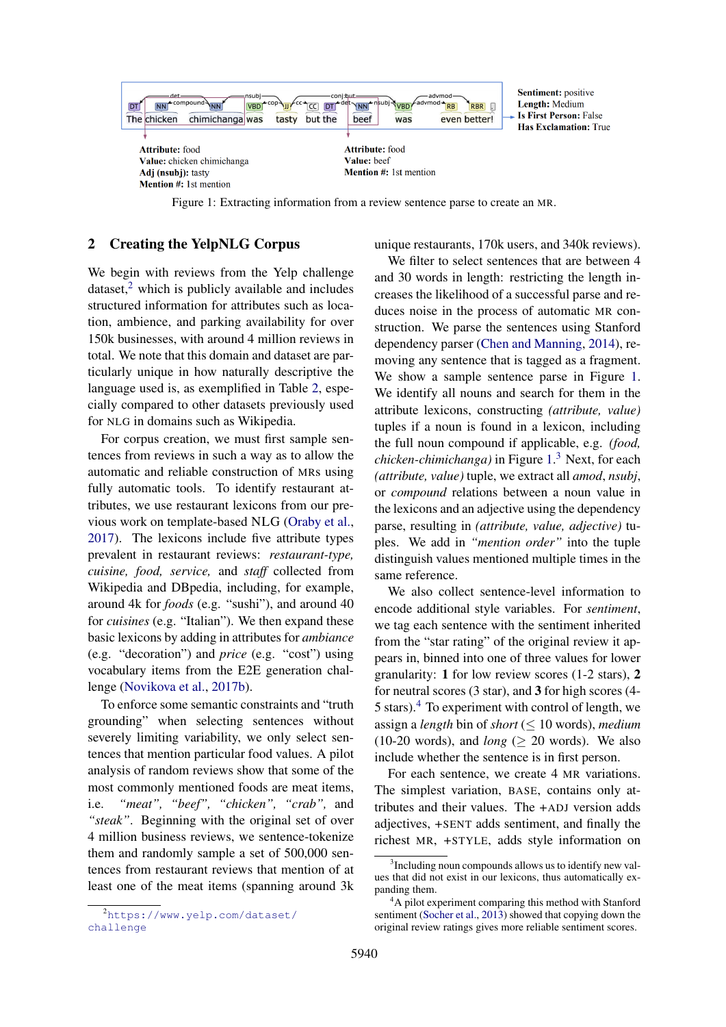Sentiment: positive
Length: Medium
Is First Person: False
Has Exclamation: True

Attribute: food
Value: chicken chimichanga
Adj (nsubj): tasty
Mention #: 1st mention

Attribute: food
Value: beef
Mention #: 1st mention

Figure 1: Extracting information from a review sentence parse to create an MR.

## 2 Creating the YelpNLG Corpus

We begin with reviews from the Yelp challenge dataset,[2] which is publicly available and includes structured information for attributes such as location, ambience, and parking availability for over 150k businesses, with around 4 million reviews in total. We note that this domain and dataset are particularly unique in how naturally descriptive the language used is, as exemplified in Table 2, especially compared to other datasets previously used for NLG in domains such as Wikipedia.

For corpus creation, we must first sample sentences from reviews in such a way as to allow the automatic and reliable construction of MRs using fully automatic tools. To identify restaurant attributes, we use restaurant lexicons from our previous work on template-based NLG (Oraby et al., 2017). The lexicons include five attribute types prevalent in restaurant reviews: *restaurant-type, cuisine, food, service,* and *staff* collected from Wikipedia and DBpedia, including, for example, around 4k for *foods* (e.g. "sushi"), and around 40 for *cuisines* (e.g. "Italian"). We then expand these basic lexicons by adding in attributes for *ambiance* (e.g. "decoration") and *price* (e.g. "cost") using vocabulary items from the E2E generation challenge (Novikova et al., 2017b).

To enforce some semantic constraints and "truth grounding" when selecting sentences without severely limiting variability, we only select sentences that mention particular food values. A pilot analysis of random reviews show that some of the most commonly mentioned foods are meat items, i.e. *"meat"*, *"beef"*, *"chicken"*, *"crab"*, and *"steak"*. Beginning with the original set of over 4 million business reviews, we sentence-tokenize them and randomly sample a set of 500,000 sentences from restaurant reviews that mention of at least one of the meat items (spanning around 3k unique restaurants, 170k users, and 340k reviews).

We filter to select sentences that are between 4 and 30 words in length: restricting the length increases the likelihood of a successful parse and reduces noise in the process of automatic MR construction. We parse the sentences using Stanford dependency parser (Chen and Manning, 2014), removing any sentence that is tagged as a fragment. We show a sample sentence parse in Figure 1. We identify all nouns and search for them in the attribute lexicons, constructing *(attribute, value)* tuples if a noun is found in a lexicon, including the full noun compound if applicable, e.g. *(food, chicken-chimichanga)* in Figure 1.[3] Next, for each *(attribute, value)* tuple, we extract all *amod*, *nsubj*, or *compound* relations between a noun value in the lexicons and an adjective using the dependency parse, resulting in *(attribute, value, adjective)* tuples. We add in *"mention order"* into the tuple distinguish values mentioned multiple times in the same reference.

We also collect sentence-level information to encode additional style variables. For *sentiment*, we tag each sentence with the sentiment inherited from the "star rating" of the original review it appears in, binned into one of three values for lower granularity: **1** for low review scores (1-2 stars), **2** for neutral scores (3 star), and **3** for high scores (4-5 stars).[4] To experiment with control of length, we assign a *length* bin of *short* ($\leq$ 10 words), *medium* (10-20 words), and *long* ($\geq$ 20 words). We also include whether the sentence is in first person.

For each sentence, we create 4 MR variations. The simplest variation, BASE, contains only attributes and their values. The +ADJ version adds adjectives, +SENT adds sentiment, and finally the richest MR, +STYLE, adds style information on

[2] https://www.yelp.com/dataset/challenge

[3] Including noun compounds allows us to identify new values that did not exist in our lexicons, thus automatically expanding them.

[4] A pilot experiment comparing this method with Stanford sentiment (Socher et al., 2013) showed that copying down the original review ratings gives more reliable sentiment scores.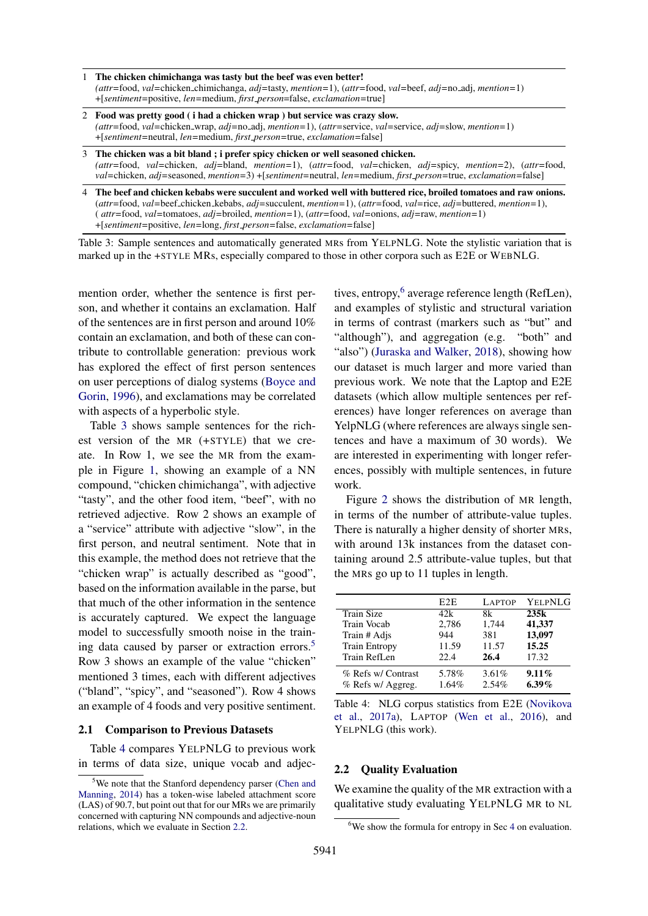| | |
|---|---|
| 1 | **The chicken chimichanga was tasty but the beef was even better!** (*attr*=food, *val*=chicken_chimichanga, *adj*=tasty, *mention*=1), (*attr*=food, *val*=beef, *adj*=no_adj, *mention*=1) +[*sentiment*=positive, *len*=medium, *first_person*=false, *exclamation*=true] |
| 2 | **Food was pretty good ( i had a chicken wrap ) but service was crazy slow.** (*attr*=food, *val*=chicken_wrap, *adj*=no_adj, *mention*=1), (*attr*=service, *val*=service, *adj*=slow, *mention*=1) +[*sentiment*=neutral, *len*=medium, *first_person*=true, *exclamation*=false] |
| 3 | **The chicken was a bit bland ; i prefer spicy chicken or well seasoned chicken.** (*attr*=food, *val*=chicken, *adj*=bland, *mention*=1), (*attr*=food, *val*=chicken, *adj*=spicy, *mention*=2), (*attr*=food, *val*=chicken, *adj*=seasoned, *mention*=3) +[*sentiment*=neutral, *len*=medium, *first_person*=true, *exclamation*=false] |
| 4 | **The beef and chicken kebabs were succulent and worked well with buttered rice, broiled tomatoes and raw onions.** (*attr*=food, *val*=beef_chicken_kebabs, *adj*=succulent, *mention*=1), (*attr*=food, *val*=rice, *adj*=buttered, *mention*=1), ( *attr*=food, *val*=tomatoes, *adj*=broiled, *mention*=1), (*attr*=food, *val*=onions, *adj*=raw, *mention*=1) +[*sentiment*=positive, *len*=long, *first_person*=false, *exclamation*=false] |

Table 3: Sample sentences and automatically generated MRs from YELPNLG. Note the stylistic variation that is marked up in the +STYLE MRs, especially compared to those in other corpora such as E2E or WEBNLG.

mention order, whether the sentence is first person, and whether it contains an exclamation. Half of the sentences are in first person and around 10% contain an exclamation, and both of these can contribute to controllable generation: previous work has explored the effect of first person sentences on user perceptions of dialog systems (Boyce and Gorin, 1996), and exclamations may be correlated with aspects of a hyperbolic style.

Table 3 shows sample sentences for the richest version of the MR (+STYLE) that we create. In Row 1, we see the MR from the example in Figure 1, showing an example of a NN compound, "chicken chimichanga", with adjective "tasty", and the other food item, "beef", with no retrieved adjective. Row 2 shows an example of a "service" attribute with adjective "slow", in the first person, and neutral sentiment. Note that in this example, the method does not retrieve that the "chicken wrap" is actually described as "good", based on the information available in the parse, but that much of the other information in the sentence is accurately captured. We expect the language model to successfully smooth noise in the training data caused by parser or extraction errors.[5] Row 3 shows an example of the value "chicken" mentioned 3 times, each with different adjectives ("bland", "spicy", and "seasoned"). Row 4 shows an example of 4 foods and very positive sentiment.

### 2.1 Comparison to Previous Datasets

Table 4 compares YELPNLG to previous work in terms of data size, unique vocab and adjectives, entropy,[6] average reference length (RefLen), and examples of stylistic and structural variation in terms of contrast (markers such as "but" and "although"), and aggregation (e.g. "both" and "also") (Juraska and Walker, 2018), showing how our dataset is much larger and more varied than previous work. We note that the Laptop and E2E datasets (which allow multiple sentences per references) have longer references on average than YelpNLG (where references are always single sentences and have a maximum of 30 words). We are interested in experimenting with longer references, possibly with multiple sentences, in future work.

Figure 2 shows the distribution of MR length, in terms of the number of attribute-value tuples. There is naturally a higher density of shorter MRs, with around 13k instances from the dataset containing around 2.5 attribute-value tuples, but that the MRs go up to 11 tuples in length.

| | E2E | LAPTOP | YELPNLG |
|---|---|---|---|
| Train Size | 42k | 8k | **235k** |
| Train Vocab | 2,786 | 1,744 | **41,337** |
| Train # Adjs | 944 | 381 | **13,097** |
| Train Entropy | 11.59 | 11.57 | **15.25** |
| Train RefLen | 22.4 | **26.4** | 17.32 |
| % Refs w/ Contrast | 5.78% | 3.61% | **9.11%** |
| % Refs w/ Aggreg. | 1.64% | 2.54% | **6.39%** |

Table 4: NLG corpus statistics from E2E (Novikova et al., 2017a), LAPTOP (Wen et al., 2016), and YELPNLG (this work).

### 2.2 Quality Evaluation

We examine the quality of the MR extraction with a qualitative study evaluating YELPNLG MR to NL

[5] We note that the Stanford dependency parser (Chen and Manning, 2014) has a token-wise labeled attachment score (LAS) of 90.7, but point out that for our MRs we are primarily concerned with capturing NN compounds and adjective-noun relations, which we evaluate in Section 2.2.

[6] We show the formula for entropy in Sec 4 on evaluation.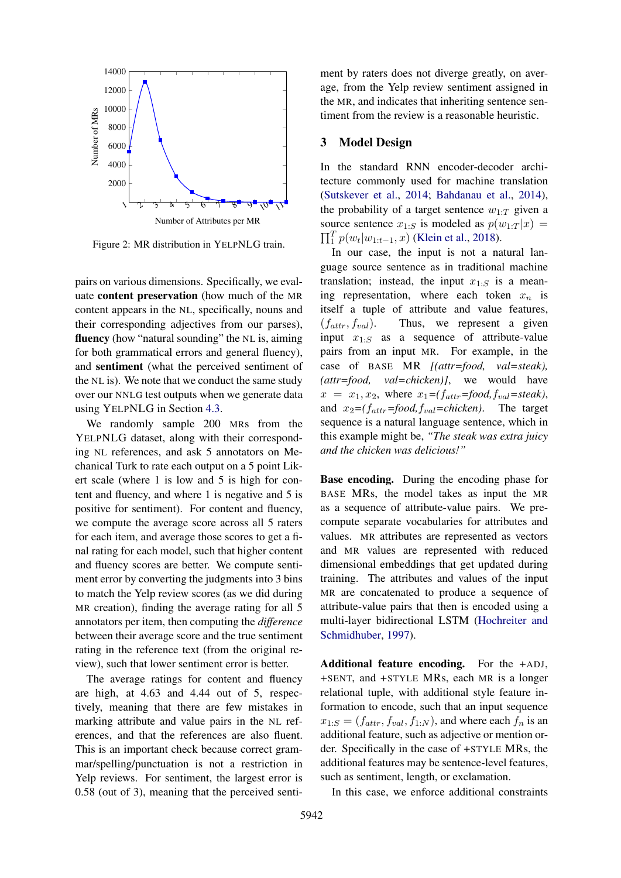Figure 2: MR distribution in YELPNLG train.

pairs on various dimensions. Specifically, we evaluate **content preservation** (how much of the MR content appears in the NL, specifically, nouns and their corresponding adjectives from our parses), **fluency** (how "natural sounding" the NL is, aiming for both grammatical errors and general fluency), and **sentiment** (what the perceived sentiment of the NL is). We note that we conduct the same study over our NNLG test outputs when we generate data using YELPNLG in Section 4.3.

We randomly sample 200 MRs from the YELPNLG dataset, along with their corresponding NL references, and ask 5 annotators on Mechanical Turk to rate each output on a 5 point Likert scale (where 1 is low and 5 is high for content and fluency, and where 1 is negative and 5 is positive for sentiment). For content and fluency, we compute the average score across all 5 raters for each item, and average those scores to get a final rating for each model, such that higher content and fluency scores are better. We compute sentiment error by converting the judgments into 3 bins to match the Yelp review scores (as we did during MR creation), finding the average rating for all 5 annotators per item, then computing the *difference* between their average score and the true sentiment rating in the reference text (from the original review), such that lower sentiment error is better.

The average ratings for content and fluency are high, at 4.63 and 4.44 out of 5, respectively, meaning that there are few mistakes in marking attribute and value pairs in the NL references, and that the references are also fluent. This is an important check because correct grammar/spelling/punctuation is not a restriction in Yelp reviews. For sentiment, the largest error is 0.58 (out of 3), meaning that the perceived sentiment by raters does not diverge greatly, on average, from the Yelp review sentiment assigned in the MR, and indicates that inheriting sentence sentiment from the review is a reasonable heuristic.

## 3 Model Design

In the standard RNN encoder-decoder architecture commonly used for machine translation (Sutskever et al., 2014; Bahdanau et al., 2014), the probability of a target sentence $w_{1:T}$ given a source sentence $x_{1:S}$ is modeled as $p(w_{1:T}|x) = \prod_1^T p(w_t|w_{1:t-1}, x)$ (Klein et al., 2018).

In our case, the input is not a natural language source sentence as in traditional machine translation; instead, the input $x_{1:S}$ is a meaning representation, where each token $x_n$ is itself a tuple of attribute and value features, $(f_{attr}, f_{val})$. Thus, we represent a given input $x_{1:S}$ as a sequence of attribute-value pairs from an input MR. For example, in the case of BASE MR *[(attr=food, val=steak), (attr=food, val=chicken)]*, we would have $x = x_1, x_2$, where $x_1$=($f_{attr}$=*food*, $f_{val}$=*steak*), and $x_2$=($f_{attr}$=*food*, $f_{val}$=*chicken*). The target sequence is a natural language sentence, which in this example might be, *"The steak was extra juicy and the chicken was delicious!"*

**Base encoding.** During the encoding phase for BASE MRs, the model takes as input the MR as a sequence of attribute-value pairs. We precompute separate vocabularies for attributes and values. MR attributes are represented as vectors and MR values are represented with reduced dimensional embeddings that get updated during training. The attributes and values of the input MR are concatenated to produce a sequence of attribute-value pairs that then is encoded using a multi-layer bidirectional LSTM (Hochreiter and Schmidhuber, 1997).

**Additional feature encoding.** For the +ADJ, +SENT, and +STYLE MRs, each MR is a longer relational tuple, with additional style feature information to encode, such that an input sequence $x_{1:S} = (f_{attr}, f_{val}, f_{1:N})$, and where each $f_n$ is an additional feature, such as adjective or mention order. Specifically in the case of +STYLE MRs, the additional features may be sentence-level features, such as sentiment, length, or exclamation.

In this case, we enforce additional constraints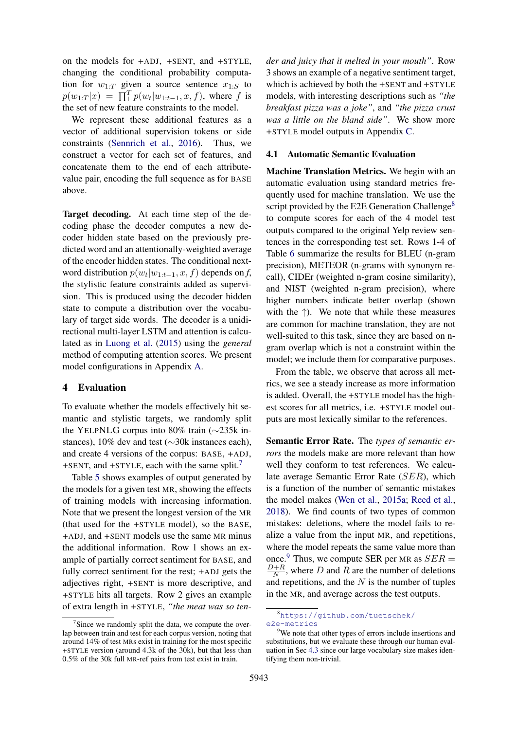on the models for +ADJ, +SENT, and +STYLE, changing the conditional probability computation for $w_{1:T}$ given a source sentence $x_{1:S}$ to $p(w_{1:T}|x) = \prod_1^T p(w_t|w_{1:t-1}, x, f)$, where $f$ is the set of new feature constraints to the model.

We represent these additional features as a vector of additional supervision tokens or side constraints (Sennrich et al., 2016). Thus, we construct a vector for each set of features, and concatenate them to the end of each attribute-value pair, encoding the full sequence as for BASE above.

**Target decoding.** At each time step of the decoding phase the decoder computes a new decoder hidden state based on the previously predicted word and an attentionally-weighted average of the encoder hidden states. The conditional next-word distribution $p(w_t|w_{1:t-1}, x, f)$ depends on $f$, the stylistic feature constraints added as supervision. This is produced using the decoder hidden state to compute a distribution over the vocabulary of target side words. The decoder is a unidirectional multi-layer LSTM and attention is calculated as in Luong et al. (2015) using the *general* method of computing attention scores. We present model configurations in Appendix A.

## 4 Evaluation

To evaluate whether the models effectively hit semantic and stylistic targets, we randomly split the YELPNLG corpus into 80% train (∼235k instances), 10% dev and test (∼30k instances each), and create 4 versions of the corpus: BASE, +ADJ, +SENT, and +STYLE, each with the same split.[7]

Table 5 shows examples of output generated by the models for a given test MR, showing the effects of training models with increasing information. Note that we present the longest version of the MR (that used for the +STYLE model), so the BASE, +ADJ, and +SENT models use the same MR minus the additional information. Row 1 shows an example of partially correct sentiment for BASE, and fully correct sentiment for the rest; +ADJ gets the adjectives right, +SENT is more descriptive, and +STYLE hits all targets. Row 2 gives an example of extra length in +STYLE, *"the meat was so tender and juicy that it melted in your mouth"*. Row 3 shows an example of a negative sentiment target, which is achieved by both the +SENT and +STYLE models, with interesting descriptions such as *"the breakfast pizza was a joke"*, and *"the pizza crust was a little on the bland side"*. We show more +STYLE model outputs in Appendix C.

### 4.1 Automatic Semantic Evaluation

**Machine Translation Metrics.** We begin with an automatic evaluation using standard metrics frequently used for machine translation. We use the script provided by the E2E Generation Challenge[8] to compute scores for each of the 4 model test outputs compared to the original Yelp review sentences in the corresponding test set. Rows 1-4 of Table 6 summarize the results for BLEU (n-gram precision), METEOR (n-grams with synonym recall), CIDEr (weighted n-gram cosine similarity), and NIST (weighted n-gram precision), where higher numbers indicate better overlap (shown with the ↑). We note that while these measures are common for machine translation, they are not well-suited to this task, since they are based on n-gram overlap which is not a constraint within the model; we include them for comparative purposes.

From the table, we observe that across all metrics, we see a steady increase as more information is added. Overall, the +STYLE model has the highest scores for all metrics, i.e. +STYLE model outputs are most lexically similar to the references.

**Semantic Error Rate.** The *types of semantic errors* the models make are more relevant than how well they conform to test references. We calculate average Semantic Error Rate ($SER$), which is a function of the number of semantic mistakes the model makes (Wen et al., 2015a; Reed et al., 2018). We find counts of two types of common mistakes: deletions, where the model fails to realize a value from the input MR, and repetitions, where the model repeats the same value more than once.[9] Thus, we compute SER per MR as $SER = \frac{D+R}{N}$, where $D$ and $R$ are the number of deletions and repetitions, and the $N$ is the number of tuples in the MR, and average across the test outputs.

[7] Since we randomly split the data, we compute the overlap between train and test for each corpus version, noting that around 14% of test MRs exist in training for the most specific +STYLE version (around 4.3k of the 30k), but that less than 0.5% of the 30k full MR-ref pairs from test exist in train.

[8] https://github.com/tuetschek/e2e-metrics

[9] We note that other types of errors include insertions and substitutions, but we evaluate these through our human evaluation in Sec 4.3 since our large vocabulary size makes identifying them non-trivial.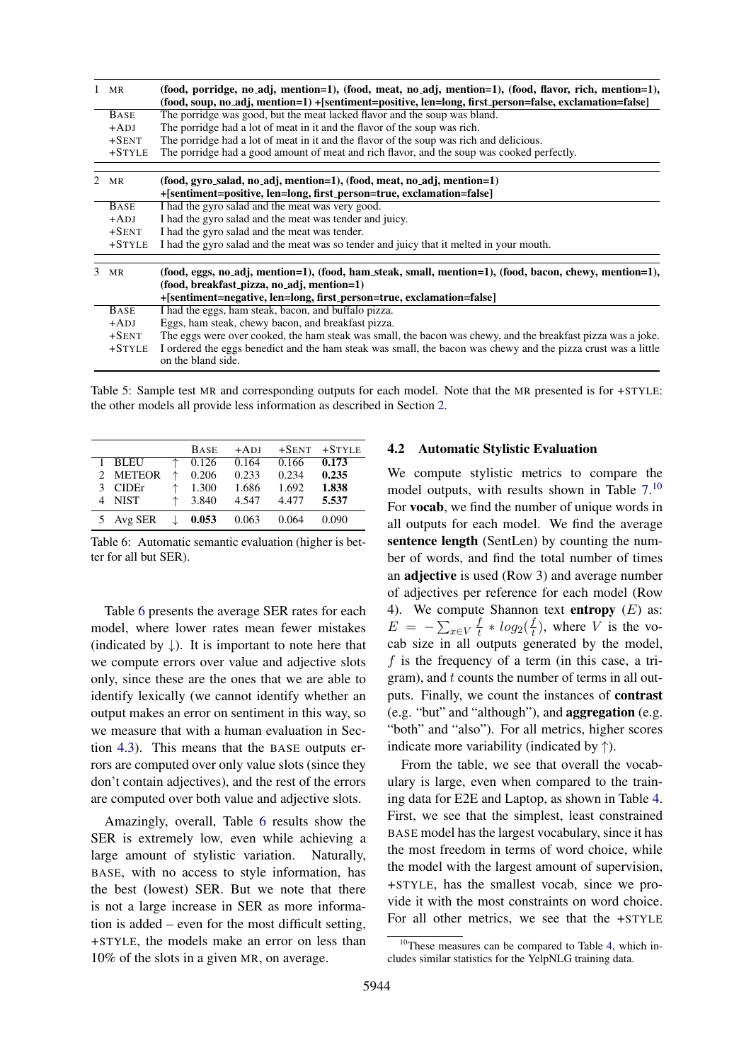| | | |
|---|---|---|
| 1 | MR | (food, porridge, no_adj, mention=1), (food, meat, no_adj, mention=1), (food, flavor, rich, mention=1), (food, soup, no_adj, mention=1) +[sentiment=positive, len=long, first_person=false, exclamation=false] |
| | BASE | The porridge was good, but the meat lacked flavor and the soup was bland. |
| | +ADJ | The porridge had a lot of meat in it and the flavor of the soup was rich. |
| | +SENT | The porridge had a lot of meat in it and the flavor of the soup was rich and delicious. |
| | +STYLE | The porridge had a good amount of meat and rich flavor, and the soup was cooked perfectly. |
| 2 | MR | (food, gyro_salad, no_adj, mention=1), (food, meat, no_adj, mention=1) +[sentiment=positive, len=long, first_person=true, exclamation=false] |
| | BASE | I had the gyro salad and the meat was very good. |
| | +ADJ | I had the gyro salad and the meat was tender and juicy. |
| | +SENT | I had the gyro salad and the meat was tender. |
| | +STYLE | I had the gyro salad and the meat was so tender and juicy that it melted in your mouth. |
| 3 | MR | (food, eggs, no_adj, mention=1), (food, ham_steak, small, mention=1), (food, bacon, chewy, mention=1), (food, breakfast_pizza, no_adj, mention=1) +[sentiment=negative, len=long, first_person=true, exclamation=false] |
| | BASE | I had the eggs, ham steak, bacon, and buffalo pizza. |
| | +ADJ | Eggs, ham steak, chewy bacon, and breakfast pizza. |
| | +SENT | The eggs were over cooked, the ham steak was small, the bacon was chewy, and the breakfast pizza was a joke. |
| | +STYLE | I ordered the eggs benedict and the ham steak was small, the bacon was chewy and the pizza crust was a little on the bland side. |

Table 5: Sample test MR and corresponding outputs for each model. Note that the MR presented is for +STYLE: the other models all provide less information as described in Section 2.

| | | | BASE | +ADJ | +SENT | +STYLE |
|---|---|---|---|---|---|---|
| 1 | BLEU | ↑ | 0.126 | 0.164 | 0.166 | **0.173** |
| 2 | METEOR | ↑ | 0.206 | 0.233 | 0.234 | **0.235** |
| 3 | CIDEr | ↑ | 1.300 | 1.686 | 1.692 | **1.838** |
| 4 | NIST | ↑ | 3.840 | 4.547 | 4.477 | **5.537** |
| 5 | Avg SER | ↓ | **0.053** | 0.063 | 0.064 | 0.090 |

Table 6: Automatic semantic evaluation (higher is better for all but SER).

Table 6 presents the average SER rates for each model, where lower rates mean fewer mistakes (indicated by ↓). It is important to note here that we compute errors over value and adjective slots only, since these are the ones that we are able to identify lexically (we cannot identify whether an output makes an error on sentiment in this way, so we measure that with a human evaluation in Section 4.3). This means that the BASE outputs errors are computed over only value slots (since they don't contain adjectives), and the rest of the errors are computed over both value and adjective slots.

Amazingly, overall, Table 6 results show the SER is extremely low, even while achieving a large amount of stylistic variation. Naturally, BASE, with no access to style information, has the best (lowest) SER. But we note that there is not a large increase in SER as more information is added – even for the most difficult setting, +STYLE, the models make an error on less than 10% of the slots in a given MR, on average.

### 4.2 Automatic Stylistic Evaluation

We compute stylistic metrics to compare the model outputs, with results shown in Table 7.[10] For **vocab**, we find the number of unique words in all outputs for each model. We find the average **sentence length** (SentLen) by counting the number of words, and find the total number of times an **adjective** is used (Row 3) and average number of adjectives per reference for each model (Row 4). We compute Shannon text **entropy** ($E$) as: $E = -\sum_{x \in V} \frac{f}{t} * log_2(\frac{f}{t})$, where $V$ is the vocab size in all outputs generated by the model, $f$ is the frequency of a term (in this case, a trigram), and $t$ counts the number of terms in all outputs. Finally, we count the instances of **contrast** (e.g. "but" and "although"), and **aggregation** (e.g. "both" and "also"). For all metrics, higher scores indicate more variability (indicated by ↑).

From the table, we see that overall the vocabulary is large, even when compared to the training data for E2E and Laptop, as shown in Table 4. First, we see that the simplest, least constrained BASE model has the largest vocabulary, since it has the most freedom in terms of word choice, while the model with the largest amount of supervision, +STYLE, has the smallest vocab, since we provide it with the most constraints on word choice. For all other metrics, we see that the +STYLE

[10] These measures can be compared to Table 4, which includes similar statistics for the YelpNLG training data.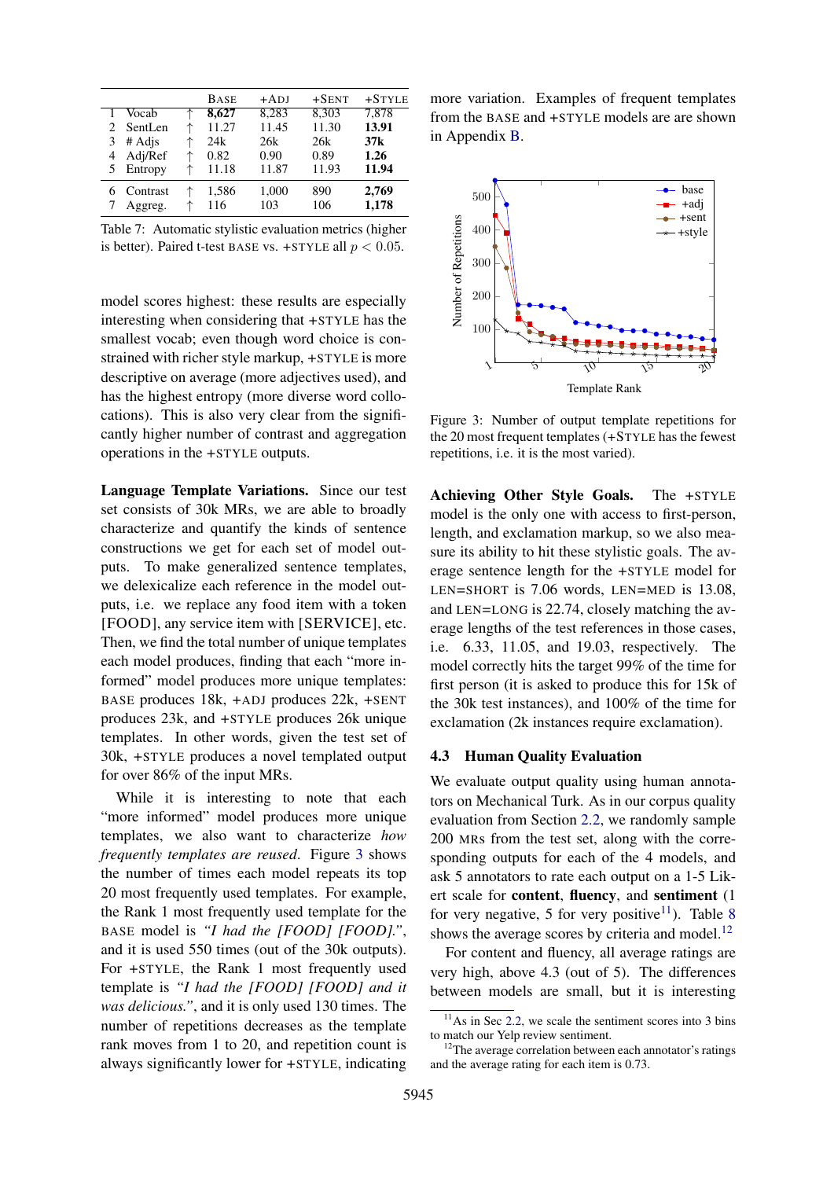| | | | BASE | +ADJ | +SENT | +STYLE |
|---|---|---|---|---|---|---|
| 1 | Vocab | ↑ | **8,627** | 8,283 | 8,303 | 7,878 |
| 2 | SentLen | ↑ | 11.27 | 11.45 | 11.30 | **13.91** |
| 3 | # Adjs | ↑ | 24k | 26k | 26k | **37k** |
| 4 | Adj/Ref | ↑ | 0.82 | 0.90 | 0.89 | **1.26** |
| 5 | Entropy | ↑ | 11.18 | 11.87 | 11.93 | **11.94** |
| 6 | Contrast | ↑ | 1,586 | 1,000 | 890 | **2,769** |
| 7 | Aggreg. | ↑ | 116 | 103 | 106 | **1,178** |

Table 7: Automatic stylistic evaluation metrics (higher is better). Paired t-test BASE vs. +STYLE all $p < 0.05$.

model scores highest: these results are especially interesting when considering that +STYLE has the smallest vocab; even though word choice is constrained with richer style markup, +STYLE is more descriptive on average (more adjectives used), and has the highest entropy (more diverse word collocations). This is also very clear from the significantly higher number of contrast and aggregation operations in the +STYLE outputs.

**Language Template Variations.** Since our test set consists of 30k MRs, we are able to broadly characterize and quantify the kinds of sentence constructions we get for each set of model outputs. To make generalized sentence templates, we delexicalize each reference in the model outputs, i.e. we replace any food item with a token [FOOD], any service item with [SERVICE], etc. Then, we find the total number of unique templates each model produces, finding that each "more informed" model produces more unique templates: BASE produces 18k, +ADJ produces 22k, +SENT produces 23k, and +STYLE produces 26k unique templates. In other words, given the test set of 30k, +STYLE produces a novel templated output for over 86% of the input MRs.

While it is interesting to note that each "more informed" model produces more unique templates, we also want to characterize *how frequently templates are reused*. Figure 3 shows the number of times each model repeats its top 20 most frequently used templates. For example, the Rank 1 most frequently used template for the BASE model is *"I had the [FOOD] [FOOD]."*, and it is used 550 times (out of the 30k outputs). For +STYLE, the Rank 1 most frequently used template is *"I had the [FOOD] [FOOD] and it was delicious."*, and it is only used 130 times. The number of repetitions decreases as the template rank moves from 1 to 20, and repetition count is always significantly lower for +STYLE, indicating more variation. Examples of frequent templates from the BASE and +STYLE models are are shown in Appendix B.

Figure 3: Number of output template repetitions for the 20 most frequent templates (+STYLE has the fewest repetitions, i.e. it is the most varied).

**Achieving Other Style Goals.** The +STYLE model is the only one with access to first-person, length, and exclamation markup, so we also measure its ability to hit these stylistic goals. The average sentence length for the +STYLE model for LEN=SHORT is 7.06 words, LEN=MED is 13.08, and LEN=LONG is 22.74, closely matching the average lengths of the test references in those cases, i.e. 6.33, 11.05, and 19.03, respectively. The model correctly hits the target 99% of the time for first person (it is asked to produce this for 15k of the 30k test instances), and 100% of the time for exclamation (2k instances require exclamation).

### 4.3 Human Quality Evaluation

We evaluate output quality using human annotators on Mechanical Turk. As in our corpus quality evaluation from Section 2.2, we randomly sample 200 MRs from the test set, along with the corresponding outputs for each of the 4 models, and ask 5 annotators to rate each output on a 1-5 Likert scale for **content**, **fluency**, and **sentiment** (1 for very negative, 5 for very positive[11]). Table 8 shows the average scores by criteria and model.[12]

For content and fluency, all average ratings are very high, above 4.3 (out of 5). The differences between models are small, but it is interesting

[11] As in Sec 2.2, we scale the sentiment scores into 3 bins to match our Yelp review sentiment.

[12] The average correlation between each annotator's ratings and the average rating for each item is 0.73.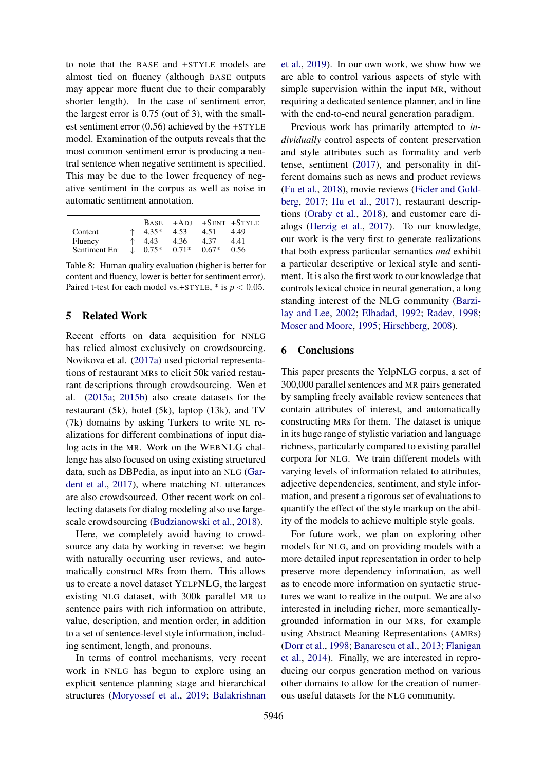to note that the BASE and +STYLE models are almost tied on fluency (although BASE outputs may appear more fluent due to their comparably shorter length). In the case of sentiment error, the largest error is 0.75 (out of 3), with the smallest sentiment error (0.56) achieved by the +STYLE model. Examination of the outputs reveals that the most common sentiment error is producing a neutral sentence when negative sentiment is specified. This may be due to the lower frequency of negative sentiment in the corpus as well as noise in automatic sentiment annotation.

| | | BASE | +ADJ | +SENT | +STYLE |
|---|---|---|---|---|---|
| Content | ↑ | 4.35* | 4.53 | 4.51 | 4.49 |
| Fluency | ↑ | 4.43 | 4.36 | 4.37 | 4.41 |
| Sentiment Err | ↓ | 0.75* | 0.71* | 0.67* | 0.56 |

Table 8: Human quality evaluation (higher is better for content and fluency, lower is better for sentiment error). Paired t-test for each model vs.+STYLE, * is $p < 0.05$.

## 5 Related Work

Recent efforts on data acquisition for NNLG has relied almost exclusively on crowdsourcing. Novikova et al. (2017a) used pictorial representations of restaurant MRs to elicit 50k varied restaurant descriptions through crowdsourcing. Wen et al. (2015a; 2015b) also create datasets for the restaurant (5k), hotel (5k), laptop (13k), and TV (7k) domains by asking Turkers to write NL realizations for different combinations of input dialog acts in the MR. Work on the WEBNLG challenge has also focused on using existing structured data, such as DBPedia, as input into an NLG (Gardent et al., 2017), where matching NL utterances are also crowdsourced. Other recent work on collecting datasets for dialog modeling also use large-scale crowdsourcing (Budzianowski et al., 2018).

Here, we completely avoid having to crowdsource any data by working in reverse: we begin with naturally occurring user reviews, and automatically construct MRs from them. This allows us to create a novel dataset YELPNLG, the largest existing NLG dataset, with 300k parallel MR to sentence pairs with rich information on attribute, value, description, and mention order, in addition to a set of sentence-level style information, including sentiment, length, and pronouns.

In terms of control mechanisms, very recent work in NNLG has begun to explore using an explicit sentence planning stage and hierarchical structures (Moryossef et al., 2019; Balakrishnan et al., 2019). In our own work, we show how we are able to control various aspects of style with simple supervision within the input MR, without requiring a dedicated sentence planner, and in line with the end-to-end neural generation paradigm.

Previous work has primarily attempted to *individually* control aspects of content preservation and style attributes such as formality and verb tense, sentiment (2017), and personality in different domains such as news and product reviews (Fu et al., 2018), movie reviews (Ficler and Goldberg, 2017; Hu et al., 2017), restaurant descriptions (Oraby et al., 2018), and customer care dialogs (Herzig et al., 2017). To our knowledge, our work is the very first to generate realizations that both express particular semantics *and* exhibit a particular descriptive or lexical style and sentiment. It is also the first work to our knowledge that controls lexical choice in neural generation, a long standing interest of the NLG community (Barzilay and Lee, 2002; Elhadad, 1992; Radev, 1998; Moser and Moore, 1995; Hirschberg, 2008).

## 6 Conclusions

This paper presents the YelpNLG corpus, a set of 300,000 parallel sentences and MR pairs generated by sampling freely available review sentences that contain attributes of interest, and automatically constructing MRs for them. The dataset is unique in its huge range of stylistic variation and language richness, particularly compared to existing parallel corpora for NLG. We train different models with varying levels of information related to attributes, adjective dependencies, sentiment, and style information, and present a rigorous set of evaluations to quantify the effect of the style markup on the ability of the models to achieve multiple style goals.

For future work, we plan on exploring other models for NLG, and on providing models with a more detailed input representation in order to help preserve more dependency information, as well as to encode more information on syntactic structures we want to realize in the output. We are also interested in including richer, more semantically-grounded information in our MRs, for example using Abstract Meaning Representations (AMRs) (Dorr et al., 1998; Banarescu et al., 2013; Flanigan et al., 2014). Finally, we are interested in reproducing our corpus generation method on various other domains to allow for the creation of numerous useful datasets for the NLG community.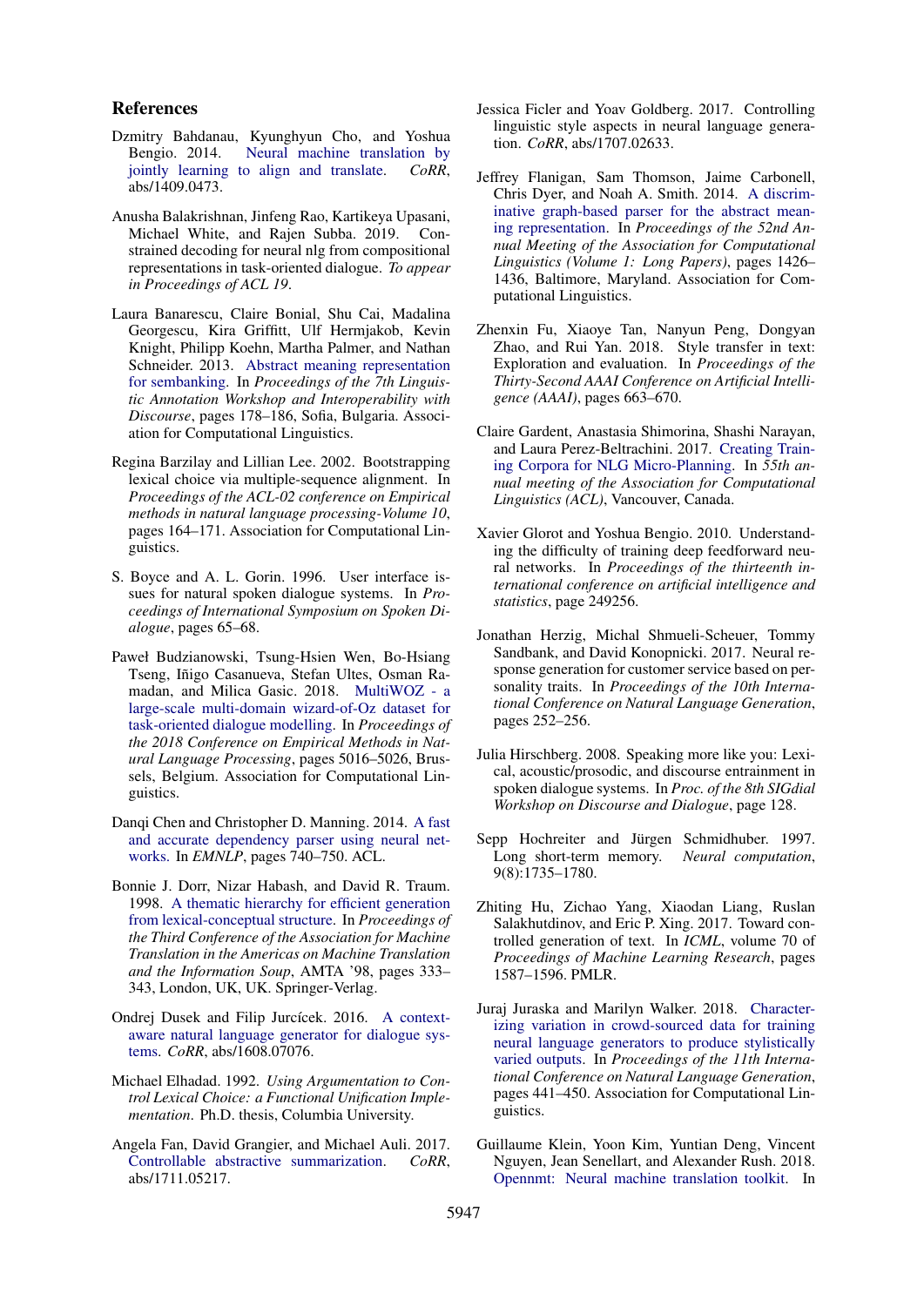## References

Dzmitry Bahdanau, Kyunghyun Cho, and Yoshua Bengio. 2014. Neural machine translation by jointly learning to align and translate. *CoRR*, abs/1409.0473.

Anusha Balakrishnan, Jinfeng Rao, Kartikeya Upasani, Michael White, and Rajen Subba. 2019. Constrained decoding for neural nlg from compositional representations in task-oriented dialogue. *To appear in Proceedings of ACL 19*.

Laura Banarescu, Claire Bonial, Shu Cai, Madalina Georgescu, Kira Griffitt, Ulf Hermjakob, Kevin Knight, Philipp Koehn, Martha Palmer, and Nathan Schneider. 2013. Abstract meaning representation for sembanking. In *Proceedings of the 7th Linguistic Annotation Workshop and Interoperability with Discourse*, pages 178–186, Sofia, Bulgaria. Association for Computational Linguistics.

Regina Barzilay and Lillian Lee. 2002. Bootstrapping lexical choice via multiple-sequence alignment. In *Proceedings of the ACL-02 conference on Empirical methods in natural language processing-Volume 10*, pages 164–171. Association for Computational Linguistics.

S. Boyce and A. L. Gorin. 1996. User interface issues for natural spoken dialogue systems. In *Proceedings of International Symposium on Spoken Dialogue*, pages 65–68.

Paweł Budzianowski, Tsung-Hsien Wen, Bo-Hsiang Tseng, Iñigo Casanueva, Stefan Ultes, Osman Ramadan, and Milica Gasic. 2018. MultiWOZ - a large-scale multi-domain wizard-of-Oz dataset for task-oriented dialogue modelling. In *Proceedings of the 2018 Conference on Empirical Methods in Natural Language Processing*, pages 5016–5026, Brussels, Belgium. Association for Computational Linguistics.

Danqi Chen and Christopher D. Manning. 2014. A fast and accurate dependency parser using neural networks. In *EMNLP*, pages 740–750. ACL.

Bonnie J. Dorr, Nizar Habash, and David R. Traum. 1998. A thematic hierarchy for efficient generation from lexical-conceptual structure. In *Proceedings of the Third Conference of the Association for Machine Translation in the Americas on Machine Translation and the Information Soup*, AMTA '98, pages 333–343, London, UK, UK. Springer-Verlag.

Ondrej Dusek and Filip Jurcícek. 2016. A context-aware natural language generator for dialogue systems. *CoRR*, abs/1608.07076.

Michael Elhadad. 1992. *Using Argumentation to Control Lexical Choice: a Functional Unification Implementation*. Ph.D. thesis, Columbia University.

Angela Fan, David Grangier, and Michael Auli. 2017. Controllable abstractive summarization. *CoRR*, abs/1711.05217.

Jessica Ficler and Yoav Goldberg. 2017. Controlling linguistic style aspects in neural language generation. *CoRR*, abs/1707.02633.

Jeffrey Flanigan, Sam Thomson, Jaime Carbonell, Chris Dyer, and Noah A. Smith. 2014. A discriminative graph-based parser for the abstract meaning representation. In *Proceedings of the 52nd Annual Meeting of the Association for Computational Linguistics (Volume 1: Long Papers)*, pages 1426–1436, Baltimore, Maryland. Association for Computational Linguistics.

Zhenxin Fu, Xiaoye Tan, Nanyun Peng, Dongyan Zhao, and Rui Yan. 2018. Style transfer in text: Exploration and evaluation. In *Proceedings of the Thirty-Second AAAI Conference on Artificial Intelligence (AAAI)*, pages 663–670.

Claire Gardent, Anastasia Shimorina, Shashi Narayan, and Laura Perez-Beltrachini. 2017. Creating Training Corpora for NLG Micro-Planning. In *55th annual meeting of the Association for Computational Linguistics (ACL)*, Vancouver, Canada.

Xavier Glorot and Yoshua Bengio. 2010. Understanding the difficulty of training deep feedforward neural networks. In *Proceedings of the thirteenth international conference on artificial intelligence and statistics*, page 249256.

Jonathan Herzig, Michal Shmueli-Scheuer, Tommy Sandbank, and David Konopnicki. 2017. Neural response generation for customer service based on personality traits. In *Proceedings of the 10th International Conference on Natural Language Generation*, pages 252–256.

Julia Hirschberg. 2008. Speaking more like you: Lexical, acoustic/prosodic, and discourse entrainment in spoken dialogue systems. In *Proc. of the 8th SIGdial Workshop on Discourse and Dialogue*, page 128.

Sepp Hochreiter and Jürgen Schmidhuber. 1997. Long short-term memory. *Neural computation*, 9(8):1735–1780.

Zhiting Hu, Zichao Yang, Xiaodan Liang, Ruslan Salakhutdinov, and Eric P. Xing. 2017. Toward controlled generation of text. In *ICML*, volume 70 of *Proceedings of Machine Learning Research*, pages 1587–1596. PMLR.

Juraj Juraska and Marilyn Walker. 2018. Characterizing variation in crowd-sourced data for training neural language generators to produce stylistically varied outputs. In *Proceedings of the 11th International Conference on Natural Language Generation*, pages 441–450. Association for Computational Linguistics.

Guillaume Klein, Yoon Kim, Yuntian Deng, Vincent Nguyen, Jean Senellart, and Alexander Rush. 2018. Opennmt: Neural machine translation toolkit. In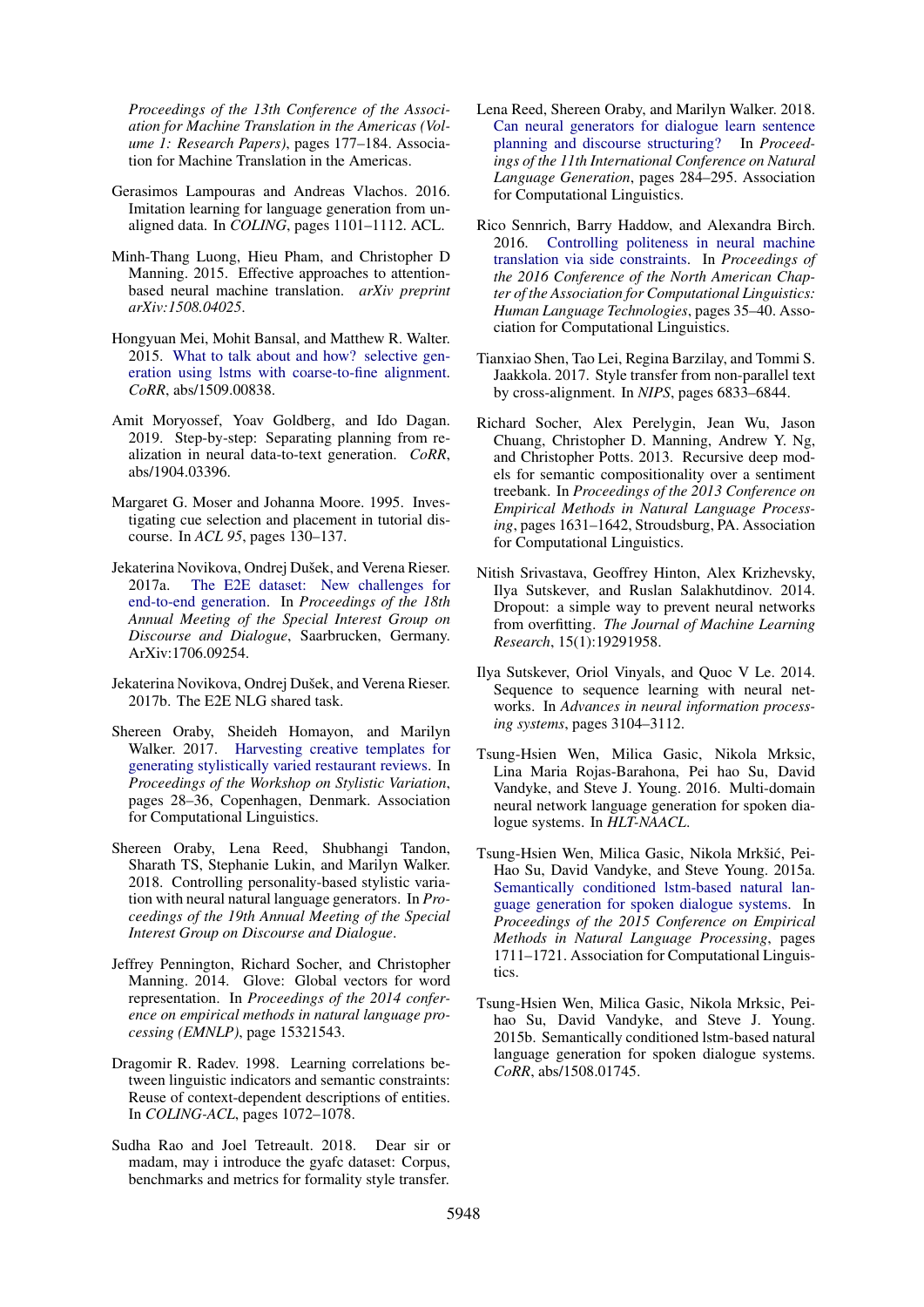*Proceedings of the 13th Conference of the Association for Machine Translation in the Americas (Volume 1: Research Papers)*, pages 177–184. Association for Machine Translation in the Americas.

Gerasimos Lampouras and Andreas Vlachos. 2016. Imitation learning for language generation from unaligned data. In *COLING*, pages 1101–1112. ACL.

Minh-Thang Luong, Hieu Pham, and Christopher D Manning. 2015. Effective approaches to attention-based neural machine translation. *arXiv preprint arXiv:1508.04025*.

Hongyuan Mei, Mohit Bansal, and Matthew R. Walter. 2015. What to talk about and how? selective generation using lstms with coarse-to-fine alignment. *CoRR*, abs/1509.00838.

Amit Moryossef, Yoav Goldberg, and Ido Dagan. 2019. Step-by-step: Separating planning from realization in neural data-to-text generation. *CoRR*, abs/1904.03396.

Margaret G. Moser and Johanna Moore. 1995. Investigating cue selection and placement in tutorial discourse. In *ACL 95*, pages 130–137.

Jekaterina Novikova, Ondrej Dušek, and Verena Rieser. 2017a. The E2E dataset: New challenges for end-to-end generation. In *Proceedings of the 18th Annual Meeting of the Special Interest Group on Discourse and Dialogue*, Saarbrucken, Germany. ArXiv:1706.09254.

Jekaterina Novikova, Ondrej Dušek, and Verena Rieser. 2017b. The E2E NLG shared task.

Shereen Oraby, Sheideh Homayon, and Marilyn Walker. 2017. Harvesting creative templates for generating stylistically varied restaurant reviews. In *Proceedings of the Workshop on Stylistic Variation*, pages 28–36, Copenhagen, Denmark. Association for Computational Linguistics.

Shereen Oraby, Lena Reed, Shubhangi Tandon, Sharath TS, Stephanie Lukin, and Marilyn Walker. 2018. Controlling personality-based stylistic variation with neural natural language generators. In *Proceedings of the 19th Annual Meeting of the Special Interest Group on Discourse and Dialogue*.

Jeffrey Pennington, Richard Socher, and Christopher Manning. 2014. Glove: Global vectors for word representation. In *Proceedings of the 2014 conference on empirical methods in natural language processing (EMNLP)*, page 15321543.

Dragomir R. Radev. 1998. Learning correlations between linguistic indicators and semantic constraints: Reuse of context-dependent descriptions of entities. In *COLING-ACL*, pages 1072–1078.

Sudha Rao and Joel Tetreault. 2018. Dear sir or madam, may i introduce the gyafc dataset: Corpus, benchmarks and metrics for formality style transfer.

Lena Reed, Shereen Oraby, and Marilyn Walker. 2018. Can neural generators for dialogue learn sentence planning and discourse structuring? In *Proceedings of the 11th International Conference on Natural Language Generation*, pages 284–295. Association for Computational Linguistics.

Rico Sennrich, Barry Haddow, and Alexandra Birch. 2016. Controlling politeness in neural machine translation via side constraints. In *Proceedings of the 2016 Conference of the North American Chapter of the Association for Computational Linguistics: Human Language Technologies*, pages 35–40. Association for Computational Linguistics.

Tianxiao Shen, Tao Lei, Regina Barzilay, and Tommi S. Jaakkola. 2017. Style transfer from non-parallel text by cross-alignment. In *NIPS*, pages 6833–6844.

Richard Socher, Alex Perelygin, Jean Wu, Jason Chuang, Christopher D. Manning, Andrew Y. Ng, and Christopher Potts. 2013. Recursive deep models for semantic compositionality over a sentiment treebank. In *Proceedings of the 2013 Conference on Empirical Methods in Natural Language Processing*, pages 1631–1642, Stroudsburg, PA. Association for Computational Linguistics.

Nitish Srivastava, Geoffrey Hinton, Alex Krizhevsky, Ilya Sutskever, and Ruslan Salakhutdinov. 2014. Dropout: a simple way to prevent neural networks from overfitting. *The Journal of Machine Learning Research*, 15(1):19291958.

Ilya Sutskever, Oriol Vinyals, and Quoc V Le. 2014. Sequence to sequence learning with neural networks. In *Advances in neural information processing systems*, pages 3104–3112.

Tsung-Hsien Wen, Milica Gasic, Nikola Mrksic, Lina Maria Rojas-Barahona, Pei hao Su, David Vandyke, and Steve J. Young. 2016. Multi-domain neural network language generation for spoken dialogue systems. In *HLT-NAACL*.

Tsung-Hsien Wen, Milica Gasic, Nikola Mrkšić, Pei-Hao Su, David Vandyke, and Steve Young. 2015a. Semantically conditioned lstm-based natural language generation for spoken dialogue systems. In *Proceedings of the 2015 Conference on Empirical Methods in Natural Language Processing*, pages 1711–1721. Association for Computational Linguistics.

Tsung-Hsien Wen, Milica Gasic, Nikola Mrksic, Pei-hao Su, David Vandyke, and Steve J. Young. 2015b. Semantically conditioned lstm-based natural language generation for spoken dialogue systems. *CoRR*, abs/1508.01745.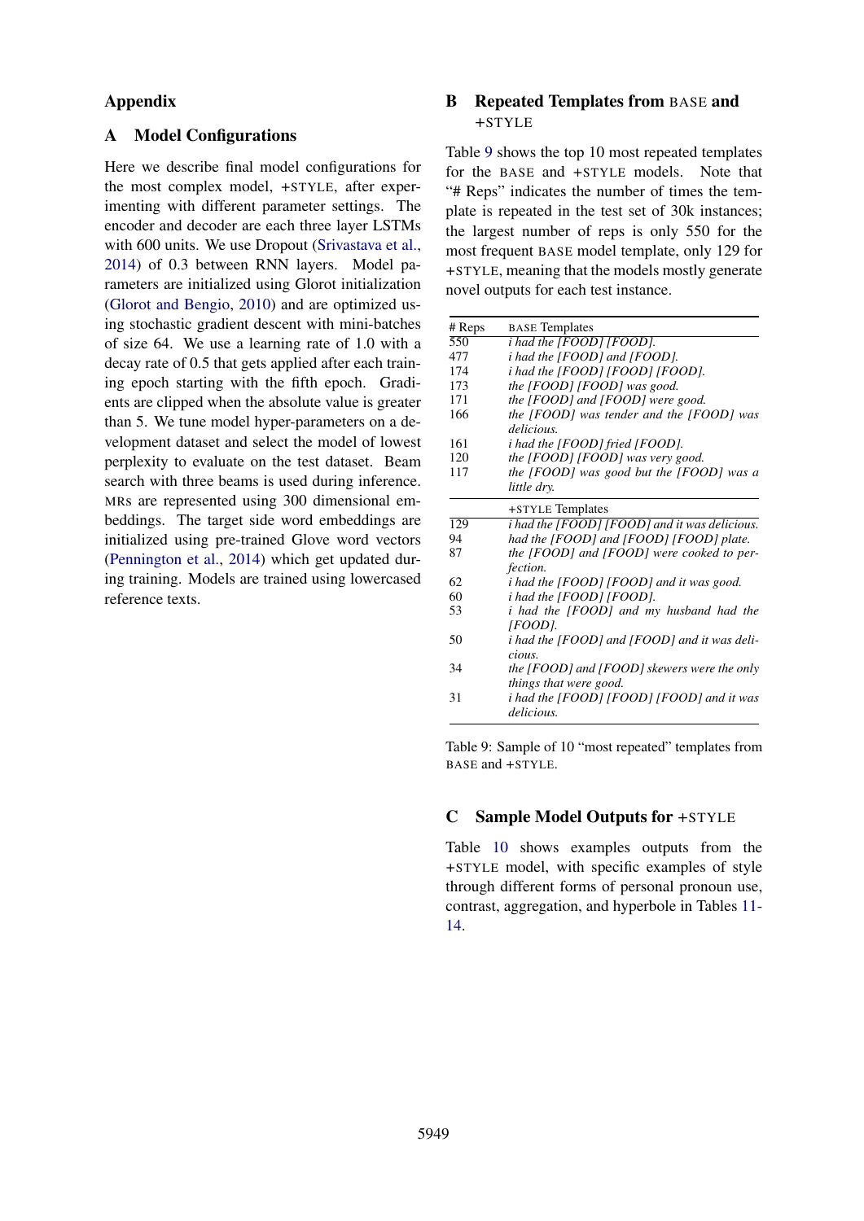# Appendix

## A Model Configurations

Here we describe final model configurations for the most complex model, +STYLE, after experimenting with different parameter settings. The encoder and decoder are each three layer LSTMs with 600 units. We use Dropout (Srivastava et al., 2014) of 0.3 between RNN layers. Model parameters are initialized using Glorot initialization (Glorot and Bengio, 2010) and are optimized using stochastic gradient descent with mini-batches of size 64. We use a learning rate of 1.0 with a decay rate of 0.5 that gets applied after each training epoch starting with the fifth epoch. Gradients are clipped when the absolute value is greater than 5. We tune model hyper-parameters on a development dataset and select the model of lowest perplexity to evaluate on the test dataset. Beam search with three beams is used during inference. MRs are represented using 300 dimensional embeddings. The target side word embeddings are initialized using pre-trained Glove word vectors (Pennington et al., 2014) which get updated during training. Models are trained using lowercased reference texts.

## B Repeated Templates from BASE and +STYLE

Table 9 shows the top 10 most repeated templates for the BASE and +STYLE models. Note that "# Reps" indicates the number of times the template is repeated in the test set of 30k instances; the largest number of reps is only 550 for the most frequent BASE model template, only 129 for +STYLE, meaning that the models mostly generate novel outputs for each test instance.

| # Reps | BASE Templates |
|---|---|
| 550 | *i had the [FOOD] [FOOD].* |
| 477 | *i had the [FOOD] and [FOOD].* |
| 174 | *i had the [FOOD] [FOOD] [FOOD].* |
| 173 | *the [FOOD] [FOOD] was good.* |
| 171 | *the [FOOD] and [FOOD] were good.* |
| 166 | *the [FOOD] was tender and the [FOOD] was delicious.* |
| 161 | *i had the [FOOD] fried [FOOD].* |
| 120 | *the [FOOD] [FOOD] was very good.* |
| 117 | *the [FOOD] was good but the [FOOD] was a little dry.* |
| | **+STYLE Templates** |
| 129 | *i had the [FOOD] [FOOD] and it was delicious.* |
| 94 | *had the [FOOD] and [FOOD] [FOOD] plate.* |
| 87 | *the [FOOD] and [FOOD] were cooked to perfection.* |
| 62 | *i had the [FOOD] [FOOD] and it was good.* |
| 60 | *i had the [FOOD] [FOOD].* |
| 53 | *i had the [FOOD] and my husband had the [FOOD].* |
| 50 | *i had the [FOOD] and [FOOD] and it was delicious.* |
| 34 | *the [FOOD] and [FOOD] skewers were the only things that were good.* |
| 31 | *i had the [FOOD] [FOOD] [FOOD] and it was delicious.* |

Table 9: Sample of 10 "most repeated" templates from BASE and +STYLE.

## C Sample Model Outputs for +STYLE

Table 10 shows examples outputs from the +STYLE model, with specific examples of style through different forms of personal pronoun use, contrast, aggregation, and hyperbole in Tables 11-14.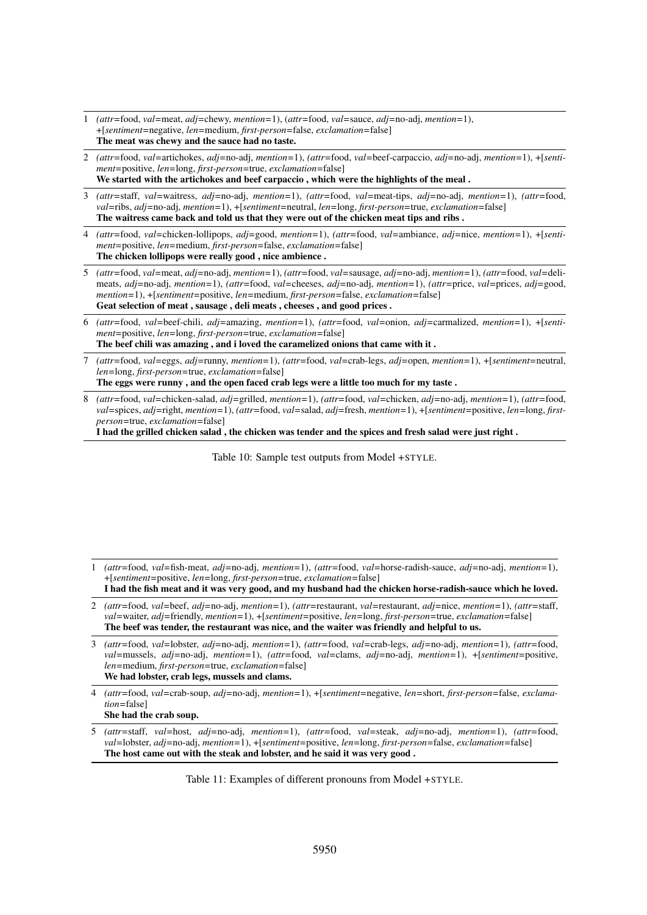| | |
|---|---|
| 1 | *(attr*=food, *val*=meat, *adj*=chewy, *mention*=1), (*attr*=food, *val*=sauce, *adj*=no-adj, *mention*=1), +[*sentiment*=negative, *len*=medium, *first-person*=false, *exclamation*=false]<br>**The meat was chewy and the sauce had no taste.** |
| 2 | *(attr*=food, *val*=artichokes, *adj*=no-adj, *mention*=1), *(attr*=food, *val*=beef-carpaccio, *adj*=no-adj, *mention*=1), +[*sentiment*=positive, *len*=long, *first-person*=true, *exclamation*=false]<br>**We started with the artichokes and beef carpaccio , which were the highlights of the meal .** |
| 3 | *(attr*=staff, *val*=waitress, *adj*=no-adj, *mention*=1), *(attr*=food, *val*=meat-tips, *adj*=no-adj, *mention*=1), *(attr*=food, *val*=ribs, *adj*=no-adj, *mention*=1), +[*sentiment*=neutral, *len*=long, *first-person*=true, *exclamation*=false]<br>**The waitress came back and told us that they were out of the chicken meat tips and ribs .** |
| 4 | *(attr*=food, *val*=chicken-lollipops, *adj*=good, *mention*=1), *(attr*=food, *val*=ambiance, *adj*=nice, *mention*=1), +[*sentiment*=positive, *len*=medium, *first-person*=false, *exclamation*=false]<br>**The chicken lollipops were really good , nice ambience .** |
| 5 | *(attr*=food, *val*=meat, *adj*=no-adj, *mention*=1), *(attr*=food, *val*=sausage, *adj*=no-adj, *mention*=1), *(attr*=food, *val*=deli-meats, *adj*=no-adj, *mention*=1), *(attr*=food, *val*=cheeses, *adj*=no-adj, *mention*=1), *(attr*=price, *val*=prices, *adj*=good, *mention*=1), +[*sentiment*=positive, *len*=long, *first-person*=false, *exclamation*=false]<br>**Geat selection of meat , sausage , deli meats , cheeses , and good prices .** |
| 6 | *(attr*=food, *val*=beef-chili, *adj*=amazing, *mention*=1), *(attr*=food, *val*=onion, *adj*=carmalized, *mention*=1), +[*sentiment*=positive, *len*=long, *first-person*=true, *exclamation*=false]<br>**The beef chili was amazing , and i loved the caramelized onions that came with it .** |
| 7 | *(attr*=food, *val*=eggs, *adj*=runny, *mention*=1), *(attr*=food, *val*=crab-legs, *adj*=open, *mention*=1), +[*sentiment*=neutral, *len*=long, *first-person*=true, *exclamation*=false]<br>**The eggs were runny , and the open faced crab legs were a little too much for my taste .** |
| 8 | *(attr*=food, *val*=chicken-salad, *adj*=grilled, *mention*=1), *(attr*=food, *val*=chicken, *adj*=no-adj, *mention*=1), *(attr*=food, *val*=spices, *adj*=right, *mention*=1), *(attr*=food, *val*=salad, *adj*=fresh, *mention*=1), +[*sentiment*=positive, *len*=long, *first-person*=true, *exclamation*=false]<br>**I had the grilled chicken salad , the chicken was tender and the spices and fresh salad were just right .** |

Table 10: Sample test outputs from Model +STYLE.

| | |
|---|---|
| 1 | *(attr*=food, *val*=fish-meat, *adj*=no-adj, *mention*=1), *(attr*=food, *val*=horse-radish-sauce, *adj*=no-adj, *mention*=1), +[*sentiment*=positive, *len*=long, *first-person*=true, *exclamation*=false]<br>**I had the fish meat and it was very good, and my husband had the chicken horse-radish-sauce which he loved.** |
| 2 | *(attr*=food, *val*=beef, *adj*=no-adj, *mention*=1), *(attr*=restaurant, *val*=restaurant, *adj*=nice, *mention*=1), *(attr*=staff, *val*=waiter, *adj*=friendly, *mention*=1), +[*sentiment*=positive, *len*=long, *first-person*=true, *exclamation*=false]<br>**The beef was tender, the restaurant was nice, and the waiter was friendly and helpful to us.** |
| 3 | *(attr*=food, *val*=lobster, *adj*=no-adj, *mention*=1), *(attr*=food, *val*=crab-legs, *adj*=no-adj, *mention*=1), *(attr*=food, *val*=mussels, *adj*=no-adj, *mention*=1), *(attr*=food, *val*=clams, *adj*=no-adj, *mention*=1), +[*sentiment*=positive, *len*=medium, *first-person*=true, *exclamation*=false]<br>**We had lobster, crab legs, mussels and clams.** |
| 4 | *(attr*=food, *val*=crab-soup, *adj*=no-adj, *mention*=1), +[*sentiment*=negative, *len*=short, *first-person*=false, *exclamation*=false]<br>**She had the crab soup.** |
| 5 | *(attr*=staff, *val*=host, *adj*=no-adj, *mention*=1), *(attr*=food, *val*=steak, *adj*=no-adj, *mention*=1), *(attr*=food, *val*=lobster, *adj*=no-adj, *mention*=1), +[*sentiment*=positive, *len*=long, *first-person*=false, *exclamation*=false]<br>**The host came out with the steak and lobster, and he said it was very good .** |

Table 11: Examples of different pronouns from Model +STYLE.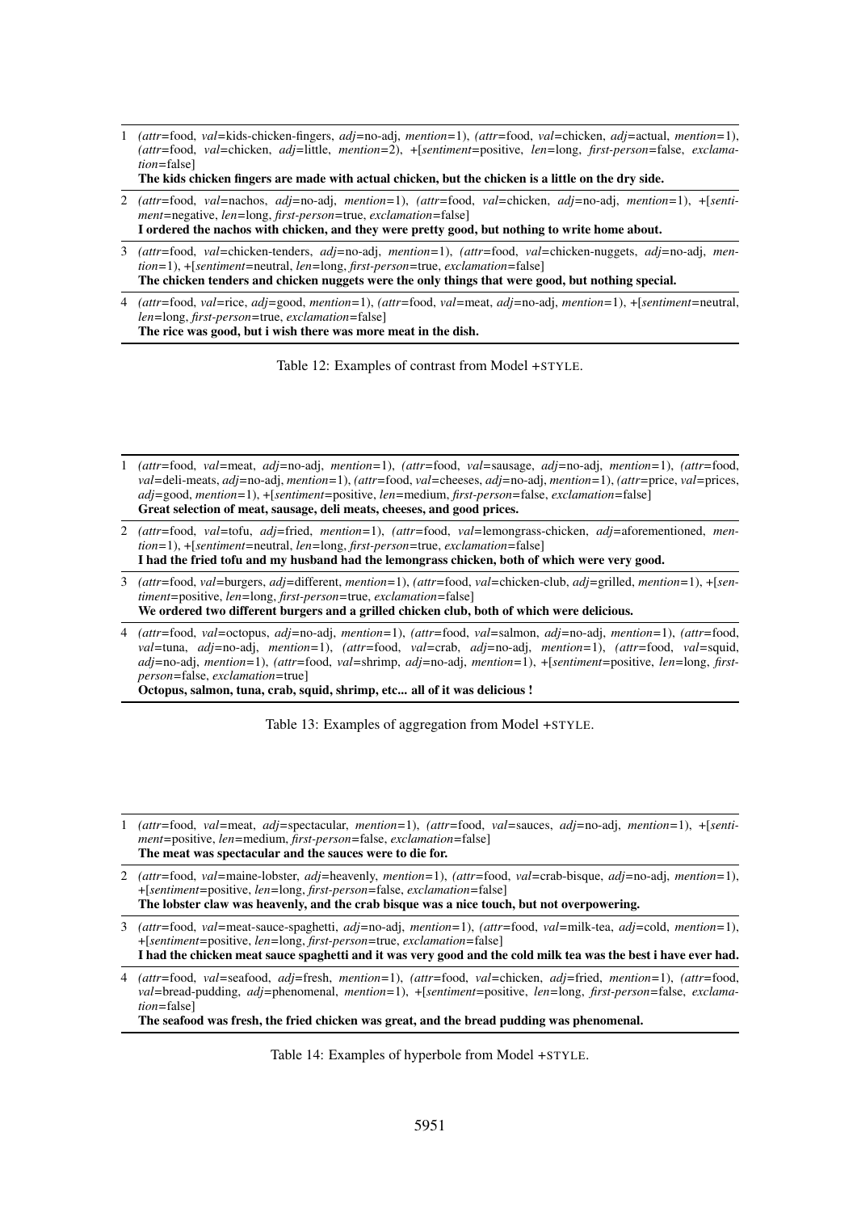| | |
|---|---|
| 1 | *(attr*=food, *val*=kids-chicken-fingers, *adj*=no-adj, *mention*=1), *(attr*=food, *val*=chicken, *adj*=actual, *mention*=1), *(attr*=food, *val*=chicken, *adj*=little, *mention*=2), +[*sentiment*=positive, *len*=long, *first-person*=false, *exclamation*=false]<br>**The kids chicken fingers are made with actual chicken, but the chicken is a little on the dry side.** |
| 2 | *(attr*=food, *val*=nachos, *adj*=no-adj, *mention*=1), *(attr*=food, *val*=chicken, *adj*=no-adj, *mention*=1), +[*sentiment*=negative, *len*=long, *first-person*=true, *exclamation*=false]<br>**I ordered the nachos with chicken, and they were pretty good, but nothing to write home about.** |
| 3 | *(attr*=food, *val*=chicken-tenders, *adj*=no-adj, *mention*=1), *(attr*=food, *val*=chicken-nuggets, *adj*=no-adj, *mention*=1), +[*sentiment*=neutral, *len*=long, *first-person*=true, *exclamation*=false]<br>**The chicken tenders and chicken nuggets were the only things that were good, but nothing special.** |
| 4 | *(attr*=food, *val*=rice, *adj*=good, *mention*=1), *(attr*=food, *val*=meat, *adj*=no-adj, *mention*=1), +[*sentiment*=neutral, *len*=long, *first-person*=true, *exclamation*=false]<br>**The rice was good, but i wish there was more meat in the dish.** |

Table 12: Examples of contrast from Model +STYLE.

| | |
|---|---|
| 1 | *(attr*=food, *val*=meat, *adj*=no-adj, *mention*=1), *(attr*=food, *val*=sausage, *adj*=no-adj, *mention*=1), *(attr*=food, *val*=deli-meats, *adj*=no-adj, *mention*=1), *(attr*=food, *val*=cheeses, *adj*=no-adj, *mention*=1), *(attr*=price, *val*=prices, *adj*=good, *mention*=1), +[*sentiment*=positive, *len*=medium, *first-person*=false, *exclamation*=false]<br>**Great selection of meat, sausage, deli meats, cheeses, and good prices.** |
| 2 | *(attr*=food, *val*=tofu, *adj*=fried, *mention*=1), *(attr*=food, *val*=lemongrass-chicken, *adj*=aforementioned, *mention*=1), +[*sentiment*=neutral, *len*=long, *first-person*=true, *exclamation*=false]<br>**I had the fried tofu and my husband had the lemongrass chicken, both of which were very good.** |
| 3 | *(attr*=food, *val*=burgers, *adj*=different, *mention*=1), *(attr*=food, *val*=chicken-club, *adj*=grilled, *mention*=1), +[*sentiment*=positive, *len*=long, *first-person*=true, *exclamation*=false]<br>**We ordered two different burgers and a grilled chicken club, both of which were delicious.** |
| 4 | *(attr*=food, *val*=octopus, *adj*=no-adj, *mention*=1), *(attr*=food, *val*=salmon, *adj*=no-adj, *mention*=1), *(attr*=food, *val*=tuna, *adj*=no-adj, *mention*=1), *(attr*=food, *val*=crab, *adj*=no-adj, *mention*=1), *(attr*=food, *val*=squid, *adj*=no-adj, *mention*=1), *(attr*=food, *val*=shrimp, *adj*=no-adj, *mention*=1), +[*sentiment*=positive, *len*=long, *first-person*=false, *exclamation*=true]<br>**Octopus, salmon, tuna, crab, squid, shrimp, etc... all of it was delicious !** |

Table 13: Examples of aggregation from Model +STYLE.

| | |
|---|---|
| 1 | *(attr*=food, *val*=meat, *adj*=spectacular, *mention*=1), *(attr*=food, *val*=sauces, *adj*=no-adj, *mention*=1), +[*sentiment*=positive, *len*=medium, *first-person*=false, *exclamation*=false]<br>**The meat was spectacular and the sauces were to die for.** |
| 2 | *(attr*=food, *val*=maine-lobster, *adj*=heavenly, *mention*=1), *(attr*=food, *val*=crab-bisque, *adj*=no-adj, *mention*=1), +[*sentiment*=positive, *len*=long, *first-person*=false, *exclamation*=false]<br>**The lobster claw was heavenly, and the crab bisque was a nice touch, but not overpowering.** |
| 3 | *(attr*=food, *val*=meat-sauce-spaghetti, *adj*=no-adj, *mention*=1), *(attr*=food, *val*=milk-tea, *adj*=cold, *mention*=1), +[*sentiment*=positive, *len*=long, *first-person*=true, *exclamation*=false]<br>**I had the chicken meat sauce spaghetti and it was very good and the cold milk tea was the best i have ever had.** |
| 4 | *(attr*=food, *val*=seafood, *adj*=fresh, *mention*=1), *(attr*=food, *val*=chicken, *adj*=fried, *mention*=1), *(attr*=food, *val*=bread-pudding, *adj*=phenomenal, *mention*=1), +[*sentiment*=positive, *len*=long, *first-person*=false, *exclamation*=false]<br>**The seafood was fresh, the fried chicken was great, and the bread pudding was phenomenal.** |

Table 14: Examples of hyperbole from Model +STYLE.